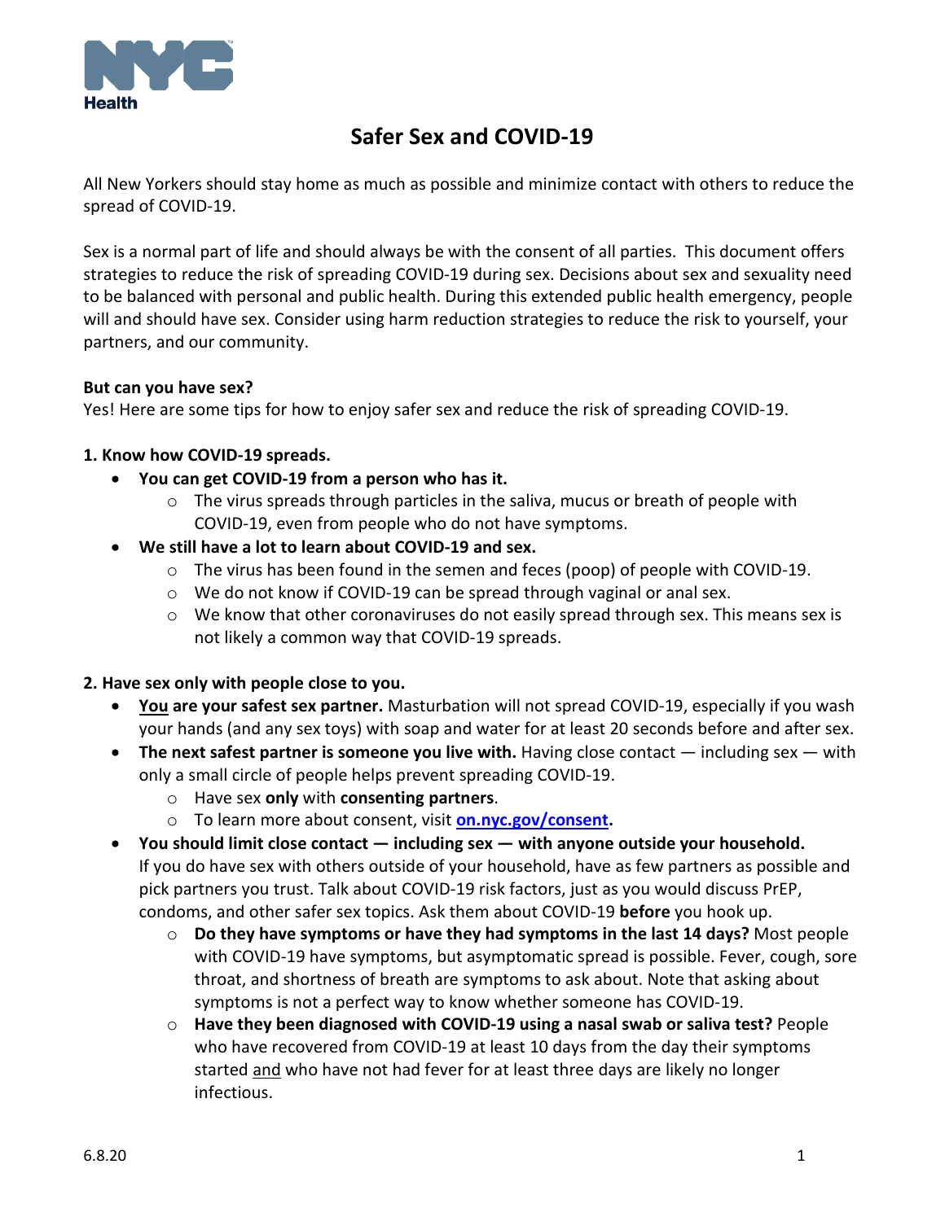NYC Health

# Safer Sex and COVID-19

All New Yorkers should stay home as much as possible and minimize contact with others to reduce the spread of COVID-19.

Sex is a normal part of life and should always be with the consent of all parties. This document offers strategies to reduce the risk of spreading COVID-19 during sex. Decisions about sex and sexuality need to be balanced with personal and public health. During this extended public health emergency, people will and should have sex. Consider using harm reduction strategies to reduce the risk to yourself, your partners, and our community.

**But can you have sex?**
Yes! Here are some tips for how to enjoy safer sex and reduce the risk of spreading COVID-19.

**1. Know how COVID-19 spreads.**

- **You can get COVID-19 from a person who has it.**
  - The virus spreads through particles in the saliva, mucus or breath of people with COVID-19, even from people who do not have symptoms.
- **We still have a lot to learn about COVID-19 and sex.**
  - The virus has been found in the semen and feces (poop) of people with COVID-19.
  - We do not know if COVID-19 can be spread through vaginal or anal sex.
  - We know that other coronaviruses do not easily spread through sex. This means sex is not likely a common way that COVID-19 spreads.

**2. Have sex only with people close to you.**

- **<u>You</u> are your safest sex partner.** Masturbation will not spread COVID-19, especially if you wash your hands (and any sex toys) with soap and water for at least 20 seconds before and after sex.
- **The next safest partner is someone you live with.** Having close contact — including sex — with only a small circle of people helps prevent spreading COVID-19.
  - Have sex **only** with **consenting partners**.
  - To learn more about consent, visit **[on.nyc.gov/consent](on.nyc.gov/consent).**
- **You should limit close contact — including sex — with anyone outside your household.** If you do have sex with others outside of your household, have as few partners as possible and pick partners you trust. Talk about COVID-19 risk factors, just as you would discuss PrEP, condoms, and other safer sex topics. Ask them about COVID-19 **before** you hook up.
  - **Do they have symptoms or have they had symptoms in the last 14 days?** Most people with COVID-19 have symptoms, but asymptomatic spread is possible. Fever, cough, sore throat, and shortness of breath are symptoms to ask about. Note that asking about symptoms is not a perfect way to know whether someone has COVID-19.
  - **Have they been diagnosed with COVID-19 using a nasal swab or saliva test?** People who have recovered from COVID-19 at least 10 days from the day their symptoms started <u>and</u> who have not had fever for at least three days are likely no longer infectious.

6.8.20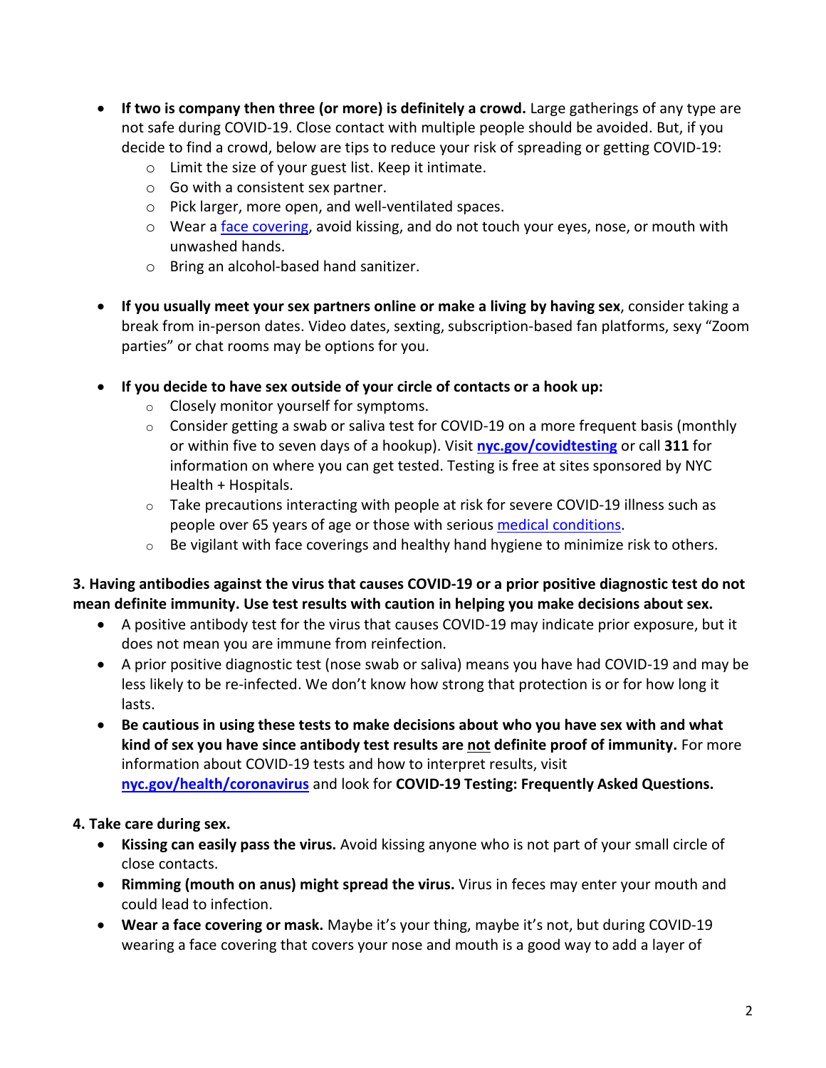- **If two is company then three (or more) is definitely a crowd.** Large gatherings of any type are not safe during COVID-19. Close contact with multiple people should be avoided. But, if you decide to find a crowd, below are tips to reduce your risk of spreading or getting COVID-19:
  - Limit the size of your guest list. Keep it intimate.
  - Go with a consistent sex partner.
  - Pick larger, more open, and well-ventilated spaces.
  - Wear a face covering, avoid kissing, and do not touch your eyes, nose, or mouth with unwashed hands.
  - Bring an alcohol-based hand sanitizer.

- **If you usually meet your sex partners online or make a living by having sex**, consider taking a break from in-person dates. Video dates, sexting, subscription-based fan platforms, sexy "Zoom parties" or chat rooms may be options for you.

- **If you decide to have sex outside of your circle of contacts or a hook up:**
  - Closely monitor yourself for symptoms.
  - Consider getting a swab or saliva test for COVID-19 on a more frequent basis (monthly or within five to seven days of a hookup). Visit **nyc.gov/covidtesting** or call **311** for information on where you can get tested. Testing is free at sites sponsored by NYC Health + Hospitals.
  - Take precautions interacting with people at risk for severe COVID-19 illness such as people over 65 years of age or those with serious medical conditions.
  - Be vigilant with face coverings and healthy hand hygiene to minimize risk to others.

**3. Having antibodies against the virus that causes COVID-19 or a prior positive diagnostic test do not mean definite immunity. Use test results with caution in helping you make decisions about sex.**

- A positive antibody test for the virus that causes COVID-19 may indicate prior exposure, but it does not mean you are immune from reinfection.
- A prior positive diagnostic test (nose swab or saliva) means you have had COVID-19 and may be less likely to be re-infected. We don't know how strong that protection is or for how long it lasts.
- **Be cautious in using these tests to make decisions about who you have sex with and what kind of sex you have since antibody test results are not definite proof of immunity.** For more information about COVID-19 tests and how to interpret results, visit **nyc.gov/health/coronavirus** and look for **COVID-19 Testing: Frequently Asked Questions.**

**4. Take care during sex.**

- **Kissing can easily pass the virus.** Avoid kissing anyone who is not part of your small circle of close contacts.
- **Rimming (mouth on anus) might spread the virus.** Virus in feces may enter your mouth and could lead to infection.
- **Wear a face covering or mask.** Maybe it's your thing, maybe it's not, but during COVID-19 wearing a face covering that covers your nose and mouth is a good way to add a layer of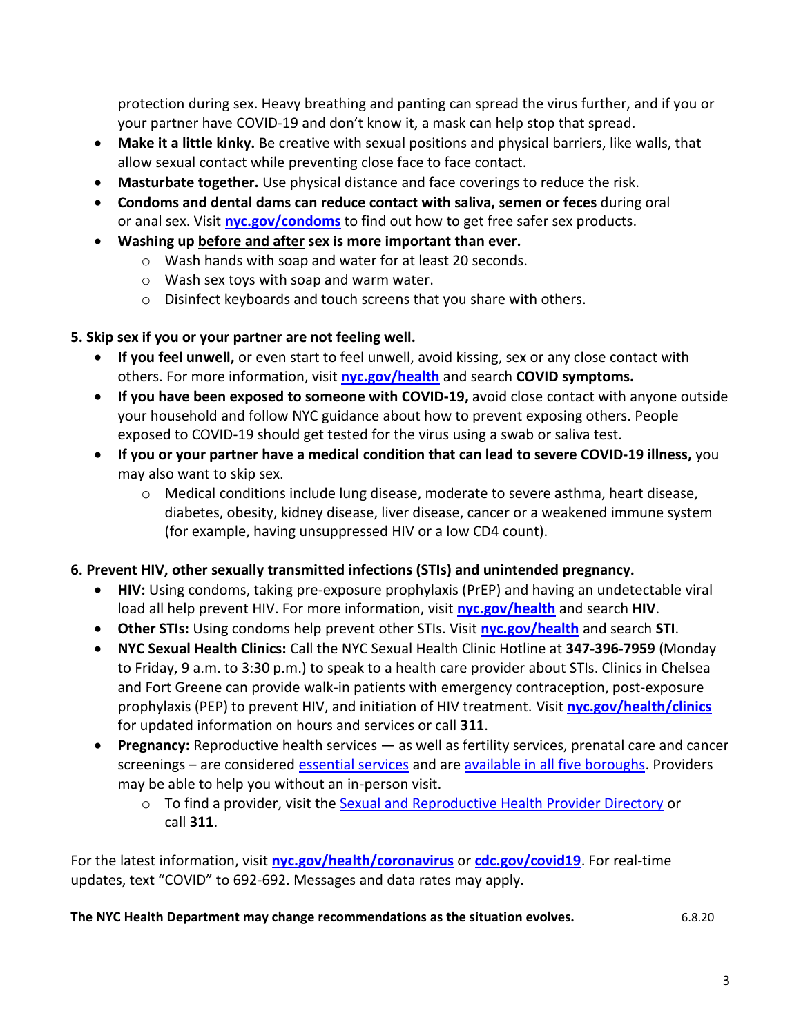protection during sex. Heavy breathing and panting can spread the virus further, and if you or your partner have COVID-19 and don't know it, a mask can help stop that spread.

- **Make it a little kinky.** Be creative with sexual positions and physical barriers, like walls, that allow sexual contact while preventing close face to face contact.
- **Masturbate together.** Use physical distance and face coverings to reduce the risk.
- **Condoms and dental dams can reduce contact with saliva, semen or feces** during oral or anal sex. Visit **nyc.gov/condoms** to find out how to get free safer sex products.
- **Washing up before and after sex is more important than ever.**
  - Wash hands with soap and water for at least 20 seconds.
  - Wash sex toys with soap and warm water.
  - Disinfect keyboards and touch screens that you share with others.

**5. Skip sex if you or your partner are not feeling well.**

- **If you feel unwell,** or even start to feel unwell, avoid kissing, sex or any close contact with others. For more information, visit **nyc.gov/health** and search **COVID symptoms.**
- **If you have been exposed to someone with COVID-19,** avoid close contact with anyone outside your household and follow NYC guidance about how to prevent exposing others. People exposed to COVID-19 should get tested for the virus using a swab or saliva test.
- **If you or your partner have a medical condition that can lead to severe COVID-19 illness,** you may also want to skip sex.
  - Medical conditions include lung disease, moderate to severe asthma, heart disease, diabetes, obesity, kidney disease, liver disease, cancer or a weakened immune system (for example, having unsuppressed HIV or a low CD4 count).

**6. Prevent HIV, other sexually transmitted infections (STIs) and unintended pregnancy.**

- **HIV:** Using condoms, taking pre-exposure prophylaxis (PrEP) and having an undetectable viral load all help prevent HIV. For more information, visit **nyc.gov/health** and search **HIV**.
- **Other STIs:** Using condoms help prevent other STIs. Visit **nyc.gov/health** and search **STI**.
- **NYC Sexual Health Clinics:** Call the NYC Sexual Health Clinic Hotline at **347-396-7959** (Monday to Friday, 9 a.m. to 3:30 p.m.) to speak to a health care provider about STIs. Clinics in Chelsea and Fort Greene can provide walk-in patients with emergency contraception, post-exposure prophylaxis (PEP) to prevent HIV, and initiation of HIV treatment. Visit **nyc.gov/health/clinics** for updated information on hours and services or call **311**.
- **Pregnancy:** Reproductive health services — as well as fertility services, prenatal care and cancer screenings – are considered essential services and are available in all five boroughs. Providers may be able to help you without an in-person visit.
  - To find a provider, visit the Sexual and Reproductive Health Provider Directory or call **311**.

For the latest information, visit **nyc.gov/health/coronavirus** or **cdc.gov/covid19**. For real-time updates, text "COVID" to 692-692. Messages and data rates may apply.

**The NYC Health Department may change recommendations as the situation evolves.** 6.8.20